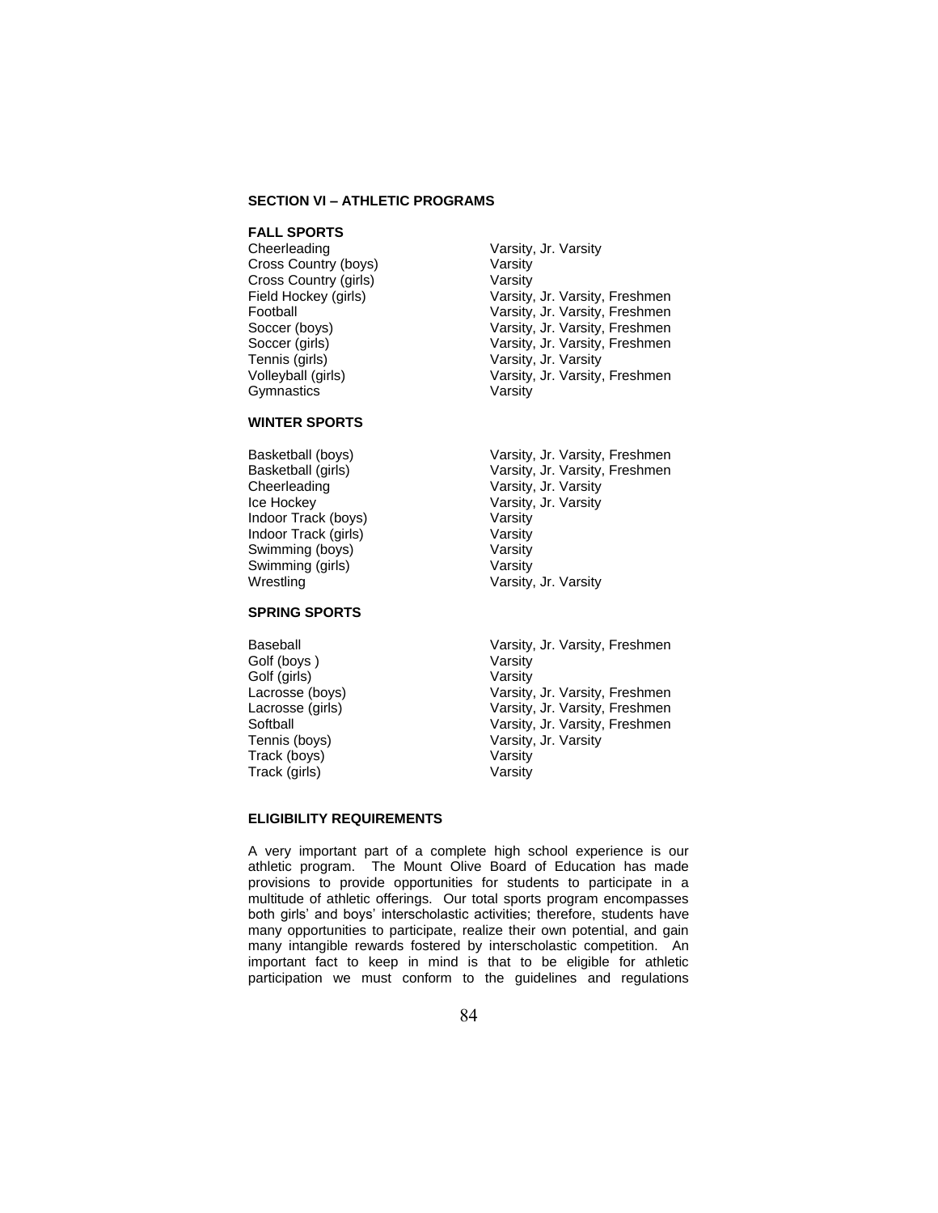## SECTION VI – ATHLETIC PROGRAMS

### FALL SPORTS

| | |
|---|---|
| Cheerleading | Varsity, Jr. Varsity |
| Cross Country (boys) | Varsity |
| Cross Country (girls) | Varsity |
| Field Hockey (girls) | Varsity, Jr. Varsity, Freshmen |
| Football | Varsity, Jr. Varsity, Freshmen |
| Soccer (boys) | Varsity, Jr. Varsity, Freshmen |
| Soccer (girls) | Varsity, Jr. Varsity, Freshmen |
| Tennis (girls) | Varsity, Jr. Varsity |
| Volleyball (girls) | Varsity, Jr. Varsity, Freshmen |
| Gymnastics | Varsity |

### WINTER SPORTS

| | |
|---|---|
| Basketball (boys) | Varsity, Jr. Varsity, Freshmen |
| Basketball (girls) | Varsity, Jr. Varsity, Freshmen |
| Cheerleading | Varsity, Jr. Varsity |
| Ice Hockey | Varsity, Jr. Varsity |
| Indoor Track (boys) | Varsity |
| Indoor Track (girls) | Varsity |
| Swimming (boys) | Varsity |
| Swimming (girls) | Varsity |
| Wrestling | Varsity, Jr. Varsity |

### SPRING SPORTS

| | |
|---|---|
| Baseball | Varsity, Jr. Varsity, Freshmen |
| Golf (boys ) | Varsity |
| Golf (girls) | Varsity |
| Lacrosse (boys) | Varsity, Jr. Varsity, Freshmen |
| Lacrosse (girls) | Varsity, Jr. Varsity, Freshmen |
| Softball | Varsity, Jr. Varsity, Freshmen |
| Tennis (boys) | Varsity, Jr. Varsity |
| Track (boys) | Varsity |
| Track (girls) | Varsity |

### ELIGIBILITY REQUIREMENTS

A very important part of a complete high school experience is our athletic program. The Mount Olive Board of Education has made provisions to provide opportunities for students to participate in a multitude of athletic offerings. Our total sports program encompasses both girls' and boys' interscholastic activities; therefore, students have many opportunities to participate, realize their own potential, and gain many intangible rewards fostered by interscholastic competition. An important fact to keep in mind is that to be eligible for athletic participation we must conform to the guidelines and regulations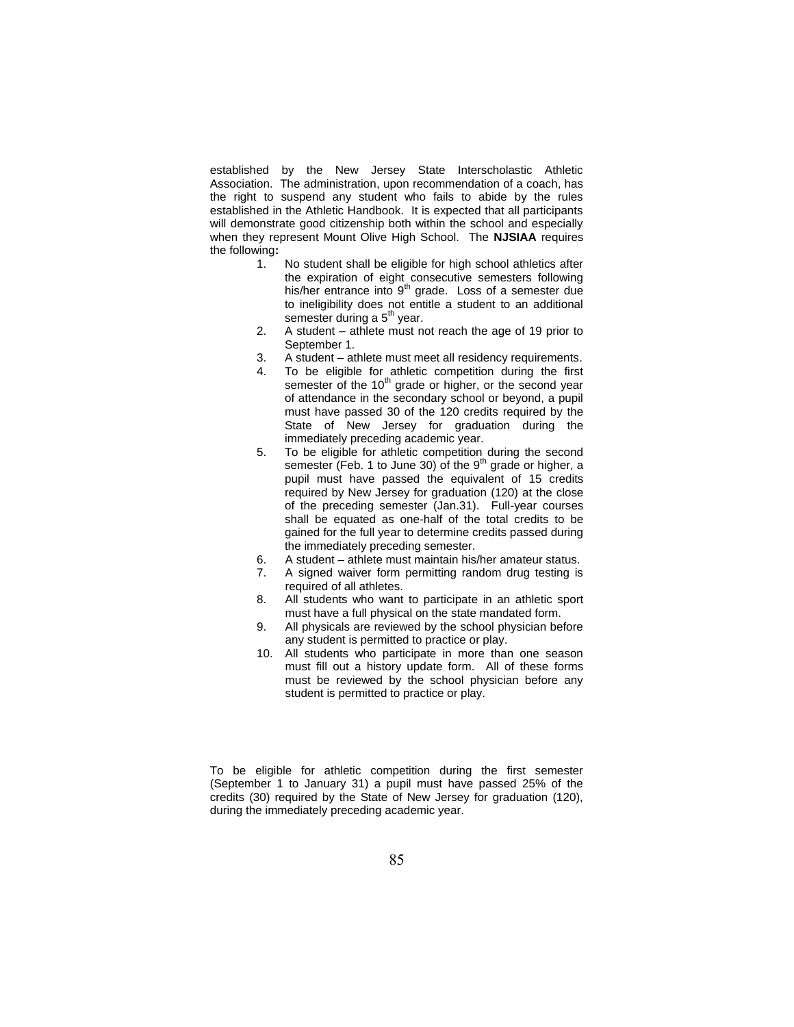established by the New Jersey State Interscholastic Athletic Association. The administration, upon recommendation of a coach, has the right to suspend any student who fails to abide by the rules established in the Athletic Handbook. It is expected that all participants will demonstrate good citizenship both within the school and especially when they represent Mount Olive High School. The **NJSIAA** requires the following**:**

1. No student shall be eligible for high school athletics after the expiration of eight consecutive semesters following his/her entrance into 9$^{th}$ grade. Loss of a semester due to ineligibility does not entitle a student to an additional semester during a 5$^{th}$ year.
2. A student – athlete must not reach the age of 19 prior to September 1.
3. A student – athlete must meet all residency requirements.
4. To be eligible for athletic competition during the first semester of the 10$^{th}$ grade or higher, or the second year of attendance in the secondary school or beyond, a pupil must have passed 30 of the 120 credits required by the State of New Jersey for graduation during the immediately preceding academic year.
5. To be eligible for athletic competition during the second semester (Feb. 1 to June 30) of the 9$^{th}$ grade or higher, a pupil must have passed the equivalent of 15 credits required by New Jersey for graduation (120) at the close of the preceding semester (Jan.31). Full-year courses shall be equated as one-half of the total credits to be gained for the full year to determine credits passed during the immediately preceding semester.
6. A student – athlete must maintain his/her amateur status.
7. A signed waiver form permitting random drug testing is required of all athletes.
8. All students who want to participate in an athletic sport must have a full physical on the state mandated form.
9. All physicals are reviewed by the school physician before any student is permitted to practice or play.
10. All students who participate in more than one season must fill out a history update form. All of these forms must be reviewed by the school physician before any student is permitted to practice or play.

To be eligible for athletic competition during the first semester (September 1 to January 31) a pupil must have passed 25% of the credits (30) required by the State of New Jersey for graduation (120), during the immediately preceding academic year.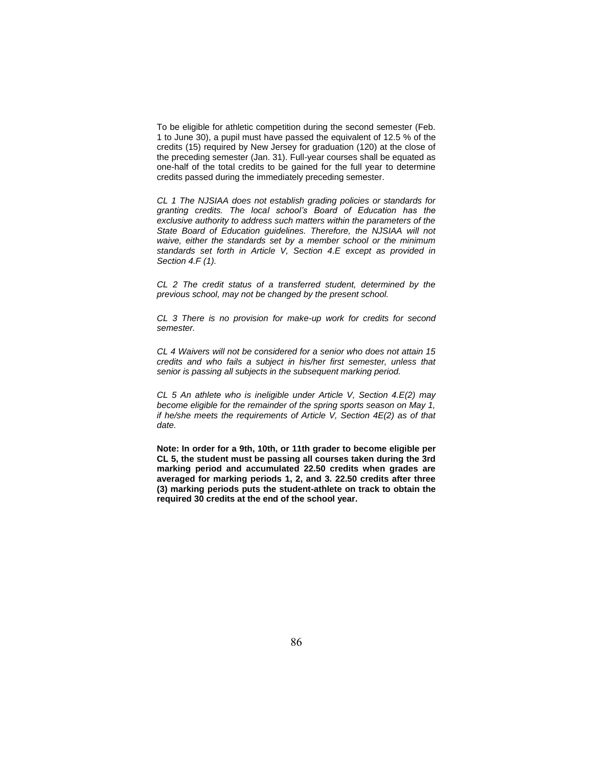To be eligible for athletic competition during the second semester (Feb. 1 to June 30), a pupil must have passed the equivalent of 12.5 % of the credits (15) required by New Jersey for graduation (120) at the close of the preceding semester (Jan. 31). Full-year courses shall be equated as one-half of the total credits to be gained for the full year to determine credits passed during the immediately preceding semester.

*CL 1 The NJSIAA does not establish grading policies or standards for granting credits. The local school's Board of Education has the exclusive authority to address such matters within the parameters of the State Board of Education guidelines. Therefore, the NJSIAA will not waive, either the standards set by a member school or the minimum standards set forth in Article V, Section 4.E except as provided in Section 4.F (1).*

*CL 2 The credit status of a transferred student, determined by the previous school, may not be changed by the present school.*

*CL 3 There is no provision for make-up work for credits for second semester.*

*CL 4 Waivers will not be considered for a senior who does not attain 15 credits and who fails a subject in his/her first semester, unless that senior is passing all subjects in the subsequent marking period.*

*CL 5 An athlete who is ineligible under Article V, Section 4.E(2) may become eligible for the remainder of the spring sports season on May 1, if he/she meets the requirements of Article V, Section 4E(2) as of that date.*

**Note: In order for a 9th, 10th, or 11th grader to become eligible per CL 5, the student must be passing all courses taken during the 3rd marking period and accumulated 22.50 credits when grades are averaged for marking periods 1, 2, and 3. 22.50 credits after three (3) marking periods puts the student-athlete on track to obtain the required 30 credits at the end of the school year.**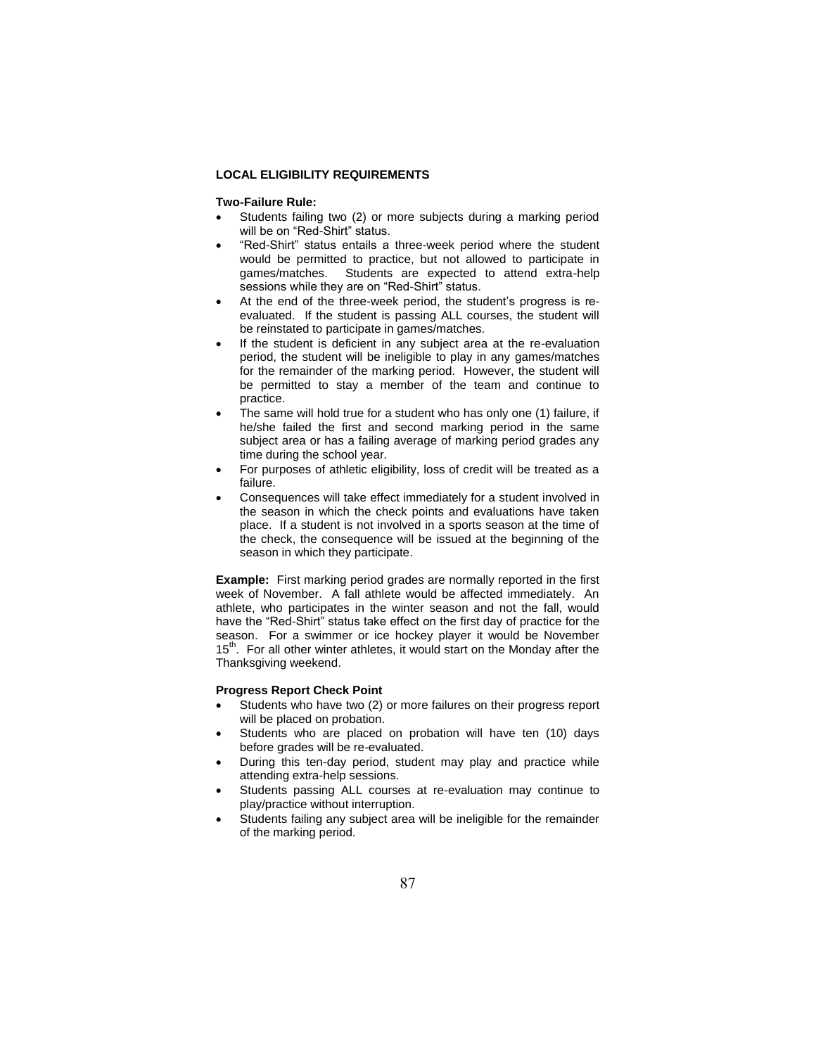## LOCAL ELIGIBILITY REQUIREMENTS

### Two-Failure Rule:

- Students failing two (2) or more subjects during a marking period will be on "Red-Shirt" status.
- "Red-Shirt" status entails a three-week period where the student would be permitted to practice, but not allowed to participate in games/matches. Students are expected to attend extra-help sessions while they are on "Red-Shirt" status.
- At the end of the three-week period, the student's progress is re-evaluated. If the student is passing ALL courses, the student will be reinstated to participate in games/matches.
- If the student is deficient in any subject area at the re-evaluation period, the student will be ineligible to play in any games/matches for the remainder of the marking period. However, the student will be permitted to stay a member of the team and continue to practice.
- The same will hold true for a student who has only one (1) failure, if he/she failed the first and second marking period in the same subject area or has a failing average of marking period grades any time during the school year.
- For purposes of athletic eligibility, loss of credit will be treated as a failure.
- Consequences will take effect immediately for a student involved in the season in which the check points and evaluations have taken place. If a student is not involved in a sports season at the time of the check, the consequence will be issued at the beginning of the season in which they participate.

**Example:** First marking period grades are normally reported in the first week of November. A fall athlete would be affected immediately. An athlete, who participates in the winter season and not the fall, would have the "Red-Shirt" status take effect on the first day of practice for the season. For a swimmer or ice hockey player it would be November 15th. For all other winter athletes, it would start on the Monday after the Thanksgiving weekend.

### Progress Report Check Point

- Students who have two (2) or more failures on their progress report will be placed on probation.
- Students who are placed on probation will have ten (10) days before grades will be re-evaluated.
- During this ten-day period, student may play and practice while attending extra-help sessions.
- Students passing ALL courses at re-evaluation may continue to play/practice without interruption.
- Students failing any subject area will be ineligible for the remainder of the marking period.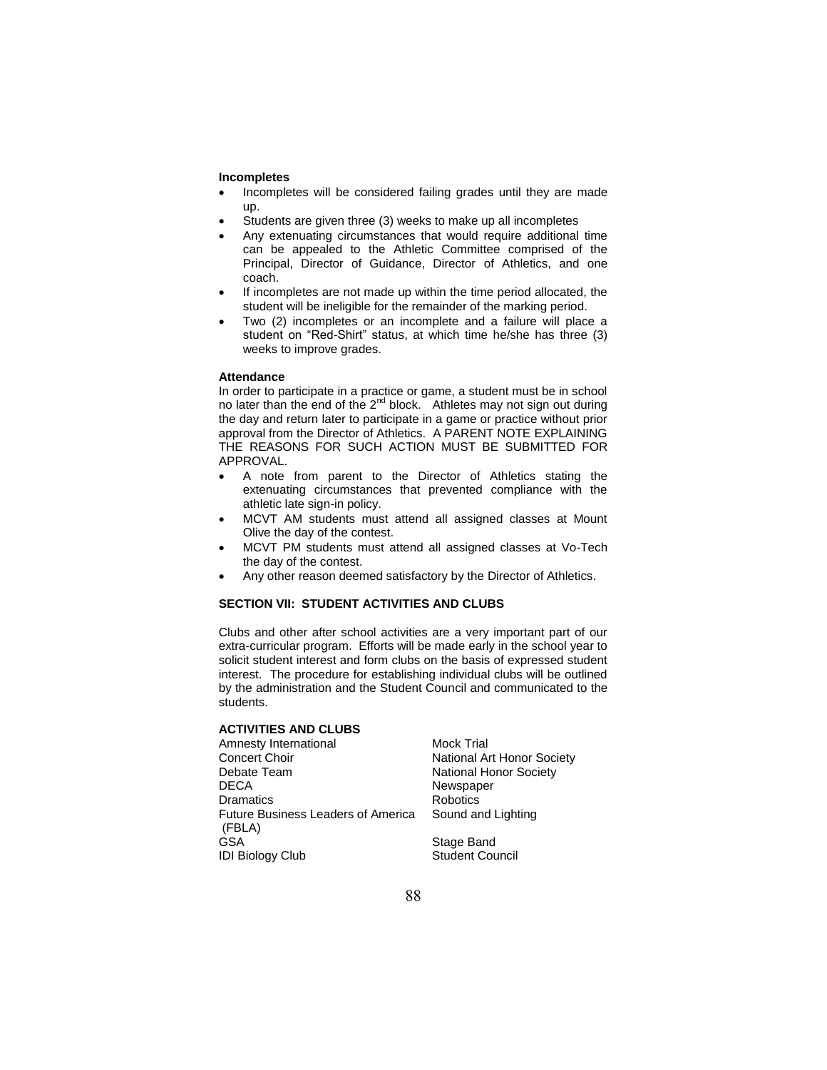**Incompletes**

- Incompletes will be considered failing grades until they are made up.
- Students are given three (3) weeks to make up all incompletes
- Any extenuating circumstances that would require additional time can be appealed to the Athletic Committee comprised of the Principal, Director of Guidance, Director of Athletics, and one coach.
- If incompletes are not made up within the time period allocated, the student will be ineligible for the remainder of the marking period.
- Two (2) incompletes or an incomplete and a failure will place a student on "Red-Shirt" status, at which time he/she has three (3) weeks to improve grades.

**Attendance**

In order to participate in a practice or game, a student must be in school no later than the end of the 2nd block. Athletes may not sign out during the day and return later to participate in a game or practice without prior approval from the Director of Athletics. A PARENT NOTE EXPLAINING THE REASONS FOR SUCH ACTION MUST BE SUBMITTED FOR APPROVAL.

- A note from parent to the Director of Athletics stating the extenuating circumstances that prevented compliance with the athletic late sign-in policy.
- MCVT AM students must attend all assigned classes at Mount Olive the day of the contest.
- MCVT PM students must attend all assigned classes at Vo-Tech the day of the contest.
- Any other reason deemed satisfactory by the Director of Athletics.

## SECTION VII: STUDENT ACTIVITIES AND CLUBS

Clubs and other after school activities are a very important part of our extra-curricular program. Efforts will be made early in the school year to solicit student interest and form clubs on the basis of expressed student interest. The procedure for establishing individual clubs will be outlined by the administration and the Student Council and communicated to the students.

**ACTIVITIES AND CLUBS**

- Amnesty International
- Concert Choir
- Debate Team
- DECA
- Dramatics
- Future Business Leaders of America (FBLA)
- GSA
- IDI Biology Club
- Mock Trial
- National Art Honor Society
- National Honor Society
- Newspaper
- Robotics
- Sound and Lighting
- Stage Band
- Student Council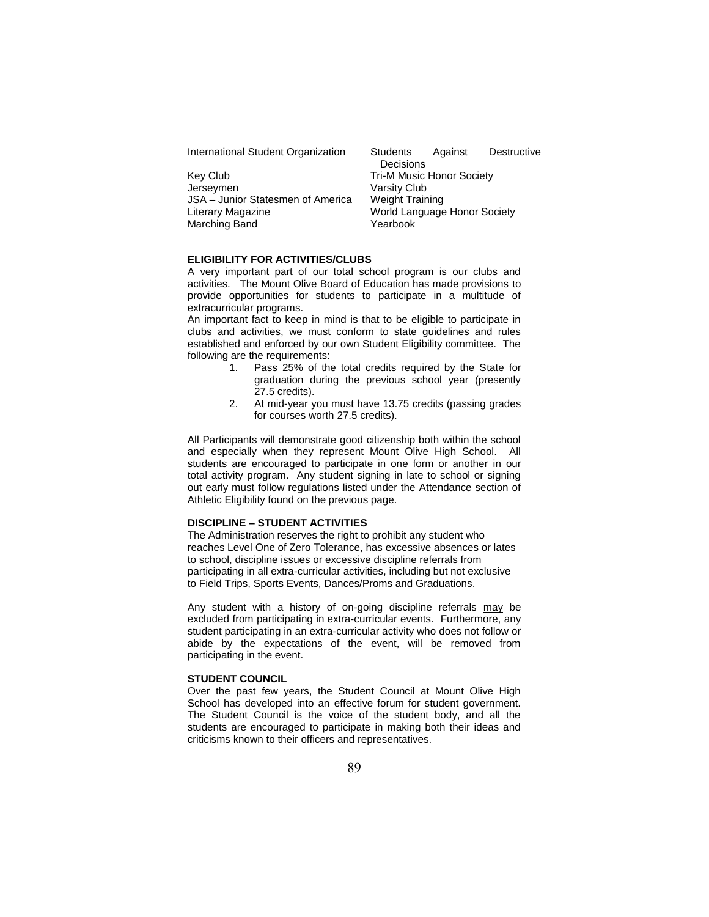International Student Organization
Key Club
Jerseymen
JSA – Junior Statesmen of America
Literary Magazine
Marching Band
Students Against Destructive Decisions
Tri-M Music Honor Society
Varsity Club
Weight Training
World Language Honor Society
Yearbook

**ELIGIBILITY FOR ACTIVITIES/CLUBS**

A very important part of our total school program is our clubs and activities. The Mount Olive Board of Education has made provisions to provide opportunities for students to participate in a multitude of extracurricular programs.

An important fact to keep in mind is that to be eligible to participate in clubs and activities, we must conform to state guidelines and rules established and enforced by our own Student Eligibility committee. The following are the requirements:

1. Pass 25% of the total credits required by the State for graduation during the previous school year (presently 27.5 credits).
2. At mid-year you must have 13.75 credits (passing grades for courses worth 27.5 credits).

All Participants will demonstrate good citizenship both within the school and especially when they represent Mount Olive High School. All students are encouraged to participate in one form or another in our total activity program. Any student signing in late to school or signing out early must follow regulations listed under the Attendance section of Athletic Eligibility found on the previous page.

**DISCIPLINE – STUDENT ACTIVITIES**

The Administration reserves the right to prohibit any student who reaches Level One of Zero Tolerance, has excessive absences or lates to school, discipline issues or excessive discipline referrals from participating in all extra-curricular activities, including but not exclusive to Field Trips, Sports Events, Dances/Proms and Graduations.

Any student with a history of on-going discipline referrals may be excluded from participating in extra-curricular events. Furthermore, any student participating in an extra-curricular activity who does not follow or abide by the expectations of the event, will be removed from participating in the event.

**STUDENT COUNCIL**

Over the past few years, the Student Council at Mount Olive High School has developed into an effective forum for student government. The Student Council is the voice of the student body, and all the students are encouraged to participate in making both their ideas and criticisms known to their officers and representatives.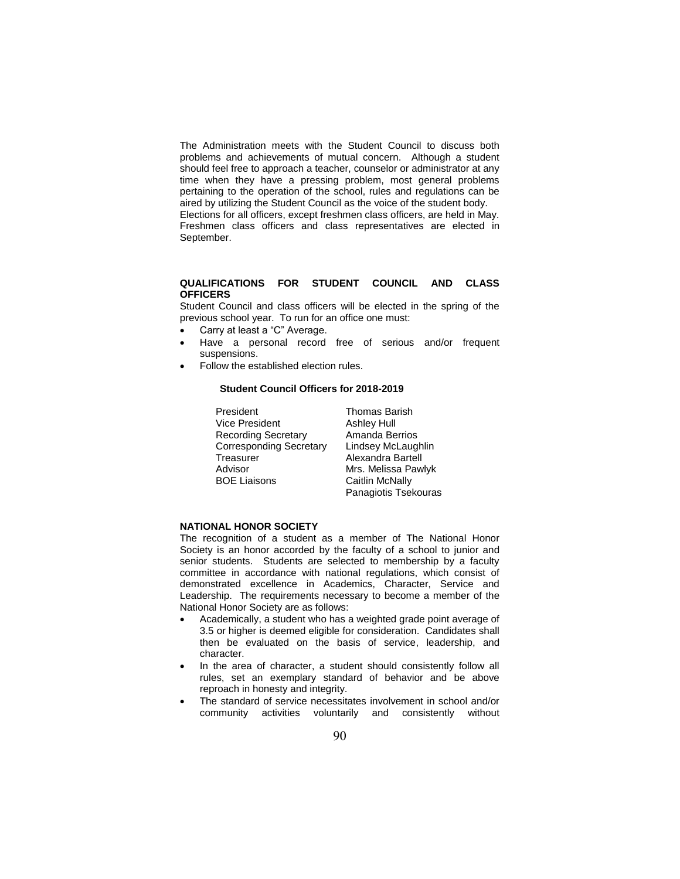The Administration meets with the Student Council to discuss both problems and achievements of mutual concern. Although a student should feel free to approach a teacher, counselor or administrator at any time when they have a pressing problem, most general problems pertaining to the operation of the school, rules and regulations can be aired by utilizing the Student Council as the voice of the student body. Elections for all officers, except freshmen class officers, are held in May. Freshmen class officers and class representatives are elected in September.

## QUALIFICATIONS FOR STUDENT COUNCIL AND CLASS OFFICERS

Student Council and class officers will be elected in the spring of the previous school year. To run for an office one must:

- Carry at least a "C" Average.
- Have a personal record free of serious and/or frequent suspensions.
- Follow the established election rules.

### Student Council Officers for 2018-2019

| | |
|---|---|
| President | Thomas Barish |
| Vice President | Ashley Hull |
| Recording Secretary | Amanda Berrios |
| Corresponding Secretary | Lindsey McLaughlin |
| Treasurer | Alexandra Bartell |
| Advisor | Mrs. Melissa Pawlyk |
| BOE Liaisons | Caitlin McNally |
| | Panagiotis Tsekouras |

## NATIONAL HONOR SOCIETY

The recognition of a student as a member of The National Honor Society is an honor accorded by the faculty of a school to junior and senior students. Students are selected to membership by a faculty committee in accordance with national regulations, which consist of demonstrated excellence in Academics, Character, Service and Leadership. The requirements necessary to become a member of the National Honor Society are as follows:

- Academically, a student who has a weighted grade point average of 3.5 or higher is deemed eligible for consideration. Candidates shall then be evaluated on the basis of service, leadership, and character.
- In the area of character, a student should consistently follow all rules, set an exemplary standard of behavior and be above reproach in honesty and integrity.
- The standard of service necessitates involvement in school and/or community activities voluntarily and consistently without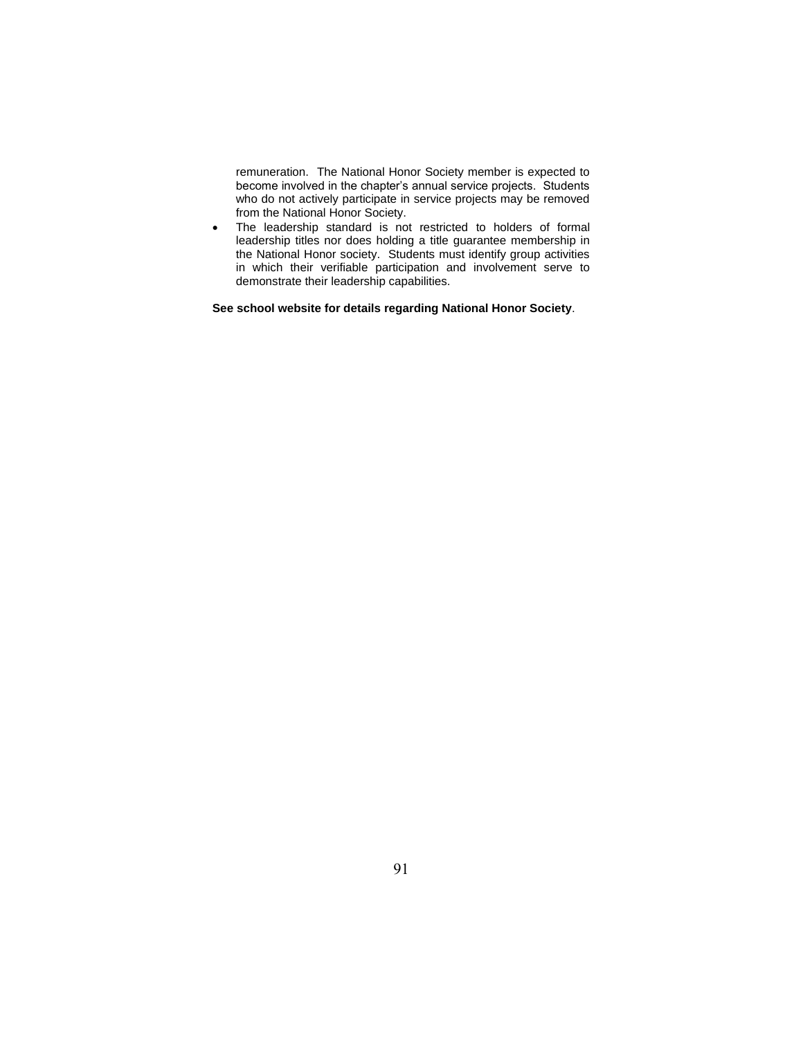remuneration. The National Honor Society member is expected to become involved in the chapter's annual service projects. Students who do not actively participate in service projects may be removed from the National Honor Society.

- The leadership standard is not restricted to holders of formal leadership titles nor does holding a title guarantee membership in the National Honor society. Students must identify group activities in which their verifiable participation and involvement serve to demonstrate their leadership capabilities.

**See school website for details regarding National Honor Society**.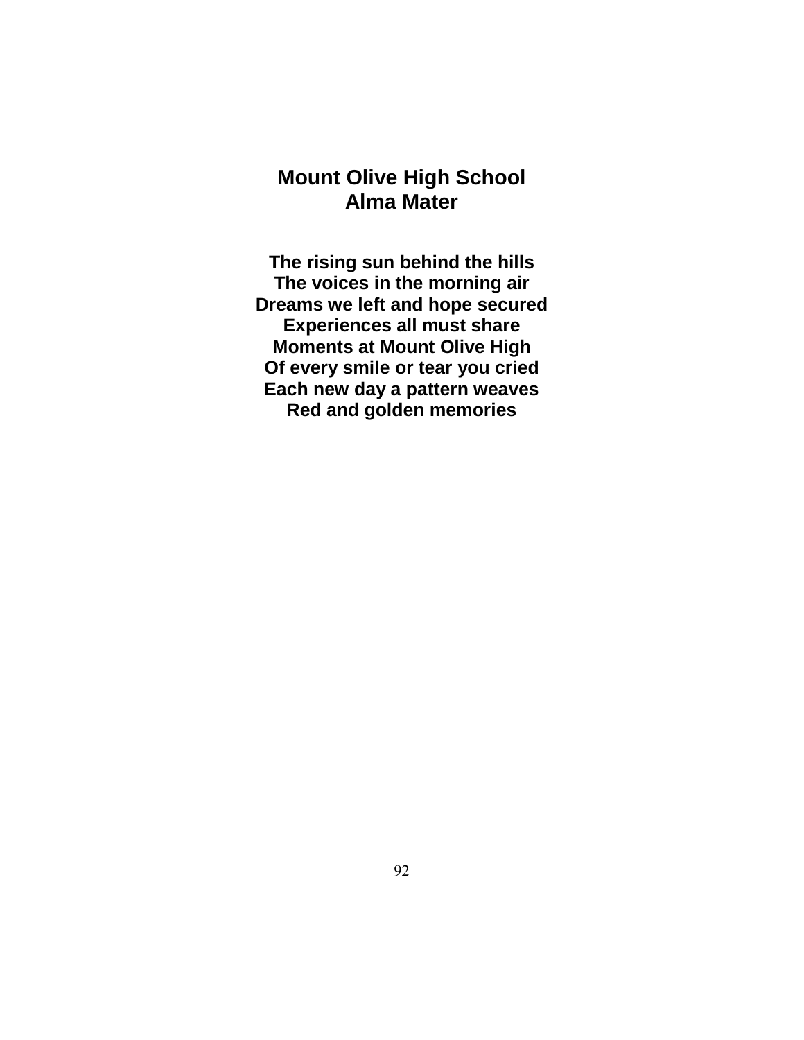# Mount Olive High School
# Alma Mater

**The rising sun behind the hills**
**The voices in the morning air**
**Dreams we left and hope secured**
**Experiences all must share**
**Moments at Mount Olive High**
**Of every smile or tear you cried**
**Each new day a pattern weaves**
**Red and golden memories**